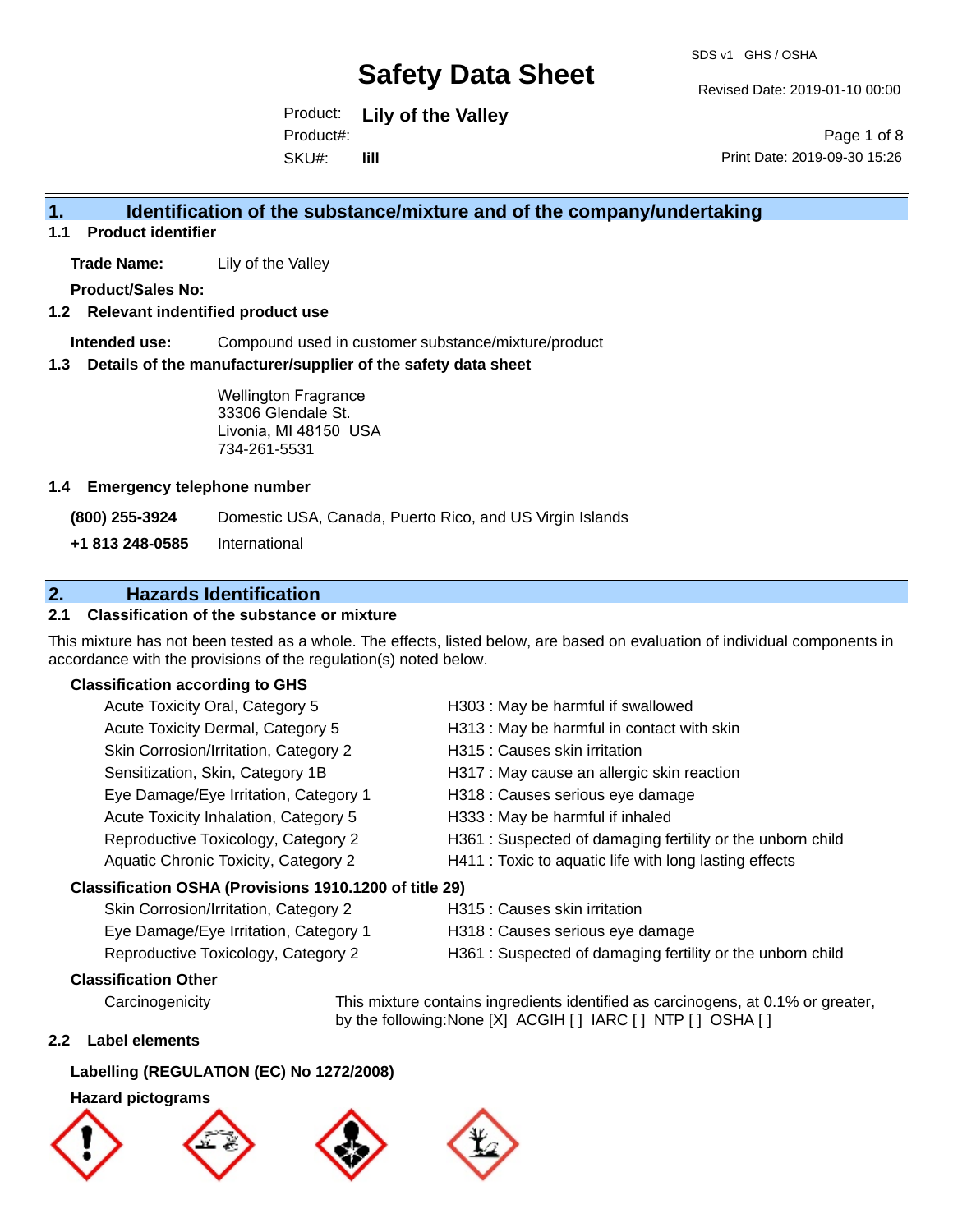# Safety Data Sheet

SDS v1 GHS / OSHA

Revised Date: 2019-01-10 00:00

Product: **Lily of the Valley**
Product#:
SKU#: **lill**

Print Date: 2019-09-30 15:26

## 1. Identification of the substance/mixture and of the company/undertaking

### 1.1 Product identifier

**Trade Name:** Lily of the Valley

**Product/Sales No:**

### 1.2 Relevant indentified product use

**Intended use:** Compound used in customer substance/mixture/product

### 1.3 Details of the manufacturer/supplier of the safety data sheet

Wellington Fragrance
33306 Glendale St.
Livonia, MI 48150 USA
734-261-5531

### 1.4 Emergency telephone number

**(800) 255-3924** Domestic USA, Canada, Puerto Rico, and US Virgin Islands

**+1 813 248-0585** International

## 2. Hazards Identification

### 2.1 Classification of the substance or mixture

This mixture has not been tested as a whole. The effects, listed below, are based on evaluation of individual components in accordance with the provisions of the regulation(s) noted below.

**Classification according to GHS**

| | |
|---|---|
| Acute Toxicity Oral, Category 5 | H303 : May be harmful if swallowed |
| Acute Toxicity Dermal, Category 5 | H313 : May be harmful in contact with skin |
| Skin Corrosion/Irritation, Category 2 | H315 : Causes skin irritation |
| Sensitization, Skin, Category 1B | H317 : May cause an allergic skin reaction |
| Eye Damage/Eye Irritation, Category 1 | H318 : Causes serious eye damage |
| Acute Toxicity Inhalation, Category 5 | H333 : May be harmful if inhaled |
| Reproductive Toxicology, Category 2 | H361 : Suspected of damaging fertility or the unborn child |
| Aquatic Chronic Toxicity, Category 2 | H411 : Toxic to aquatic life with long lasting effects |

**Classification OSHA (Provisions 1910.1200 of title 29)**

| | |
|---|---|
| Skin Corrosion/Irritation, Category 2 | H315 : Causes skin irritation |
| Eye Damage/Eye Irritation, Category 1 | H318 : Causes serious eye damage |
| Reproductive Toxicology, Category 2 | H361 : Suspected of damaging fertility or the unborn child |

**Classification Other**

Carcinogenicity: This mixture contains ingredients identified as carcinogens, at 0.1% or greater, by the following:None [X] ACGIH [ ] IARC [ ] NTP [ ] OSHA [ ]

### 2.2 Label elements

**Labelling (REGULATION (EC) No 1272/2008)**

**Hazard pictograms**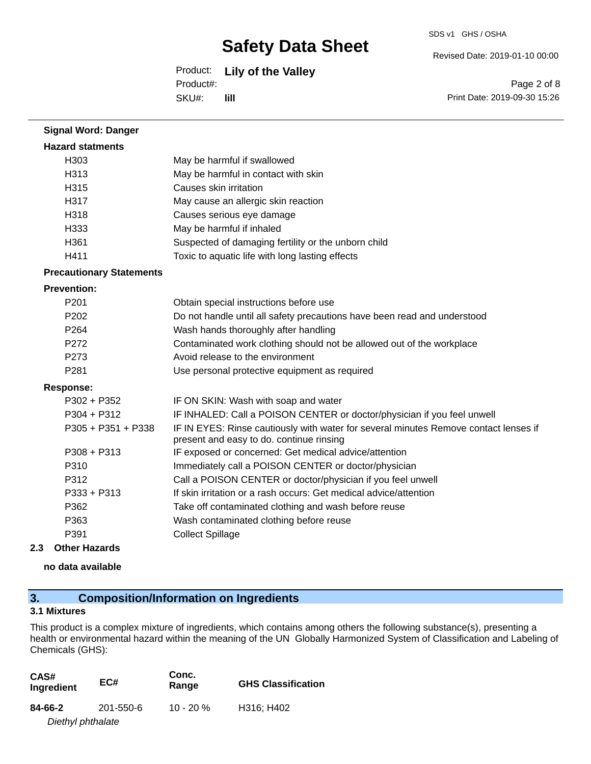**Signal Word: Danger**

**Hazard statments**

| | |
|---|---|
| H303 | May be harmful if swallowed |
| H313 | May be harmful in contact with skin |
| H315 | Causes skin irritation |
| H317 | May cause an allergic skin reaction |
| H318 | Causes serious eye damage |
| H333 | May be harmful if inhaled |
| H361 | Suspected of damaging fertility or the unborn child |
| H411 | Toxic to aquatic life with long lasting effects |

**Precautionary Statements**

**Prevention:**

| | |
|---|---|
| P201 | Obtain special instructions before use |
| P202 | Do not handle until all safety precautions have been read and understood |
| P264 | Wash hands thoroughly after handling |
| P272 | Contaminated work clothing should not be allowed out of the workplace |
| P273 | Avoid release to the environment |
| P281 | Use personal protective equipment as required |

**Response:**

| | |
|---|---|
| P302 + P352 | IF ON SKIN: Wash with soap and water |
| P304 + P312 | IF INHALED: Call a POISON CENTER or doctor/physician if you feel unwell |
| P305 + P351 + P338 | IF IN EYES: Rinse cautiously with water for several minutes Remove contact lenses if present and easy to do. continue rinsing |
| P308 + P313 | IF exposed or concerned: Get medical advice/attention |
| P310 | Immediately call a POISON CENTER or doctor/physician |
| P312 | Call a POISON CENTER or doctor/physician if you feel unwell |
| P333 + P313 | If skin irritation or a rash occurs: Get medical advice/attention |
| P362 | Take off contaminated clothing and wash before reuse |
| P363 | Wash contaminated clothing before reuse |
| P391 | Collect Spillage |

**2.3 Other Hazards**

**no data available**

## 3. Composition/Information on Ingredients

**3.1 Mixtures**

This product is a complex mixture of ingredients, which contains among others the following substance(s), presenting a health or environmental hazard within the meaning of the UN Globally Harmonized System of Classification and Labeling of Chemicals (GHS):

| CAS# Ingredient | EC# | Conc. Range | GHS Classification |
|---|---|---|---|
| **84-66-2** *Diethyl phthalate* | 201-550-6 | 10 - 20 % | H316; H402 |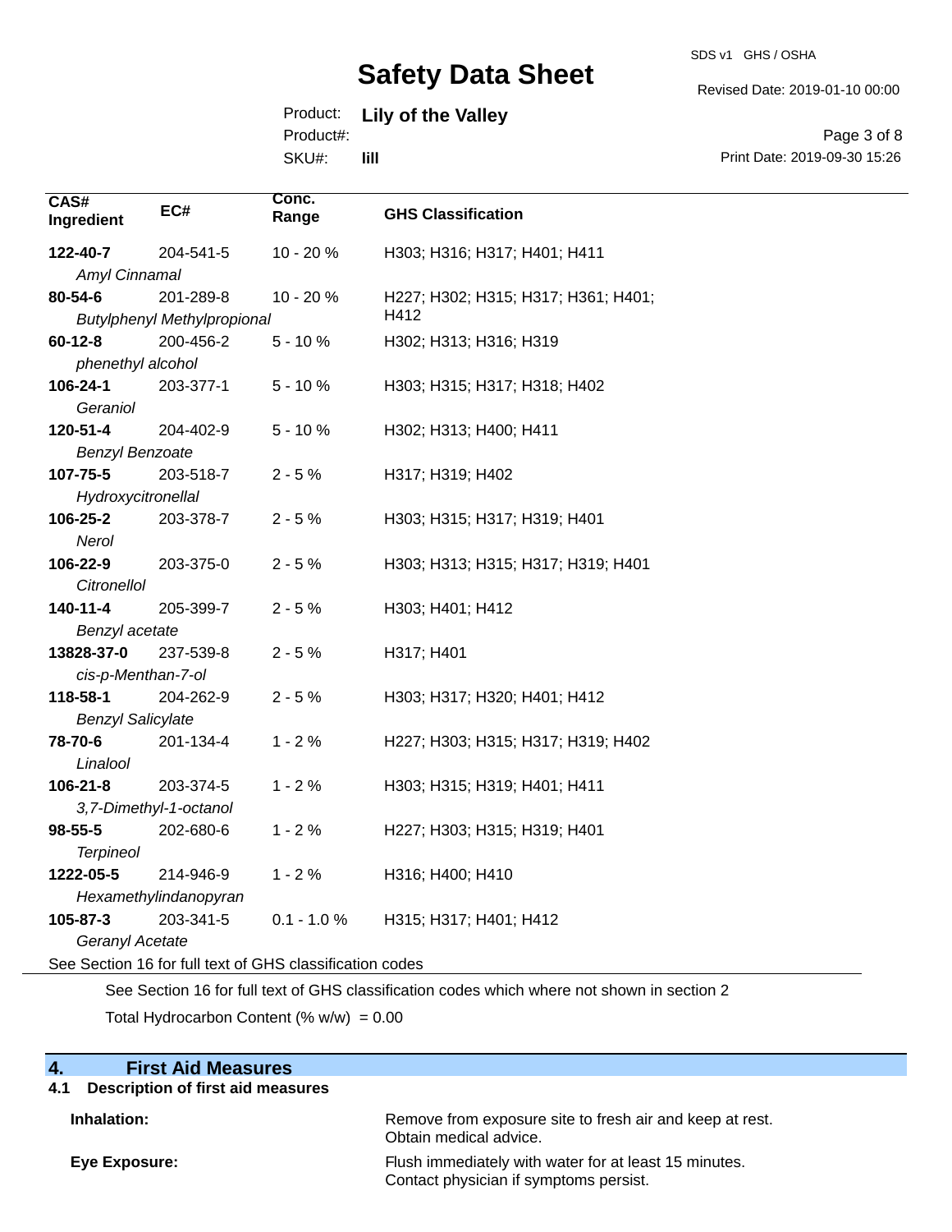| CAS# Ingredient | EC# | Conc. Range | GHS Classification |
|---|---|---|---|
| **122-40-7** *Amyl Cinnamal* | 204-541-5 | 10 - 20 % | H303; H316; H317; H401; H411 |
| **80-54-6** *Butylphenyl Methylpropional* | 201-289-8 | 10 - 20 % | H227; H302; H315; H317; H361; H401; H412 |
| **60-12-8** *phenethyl alcohol* | 200-456-2 | 5 - 10 % | H302; H313; H316; H319 |
| **106-24-1** *Geraniol* | 203-377-1 | 5 - 10 % | H303; H315; H317; H318; H402 |
| **120-51-4** *Benzyl Benzoate* | 204-402-9 | 5 - 10 % | H302; H313; H400; H411 |
| **107-75-5** *Hydroxycitronellal* | 203-518-7 | 2 - 5 % | H317; H319; H402 |
| **106-25-2** *Nerol* | 203-378-7 | 2 - 5 % | H303; H315; H317; H319; H401 |
| **106-22-9** *Citronellol* | 203-375-0 | 2 - 5 % | H303; H313; H315; H317; H319; H401 |
| **140-11-4** *Benzyl acetate* | 205-399-7 | 2 - 5 % | H303; H401; H412 |
| **13828-37-0** *cis-p-Menthan-7-ol* | 237-539-8 | 2 - 5 % | H317; H401 |
| **118-58-1** *Benzyl Salicylate* | 204-262-9 | 2 - 5 % | H303; H317; H320; H401; H412 |
| **78-70-6** *Linalool* | 201-134-4 | 1 - 2 % | H227; H303; H315; H317; H319; H402 |
| **106-21-8** *3,7-Dimethyl-1-octanol* | 203-374-5 | 1 - 2 % | H303; H315; H319; H401; H411 |
| **98-55-5** *Terpineol* | 202-680-6 | 1 - 2 % | H227; H303; H315; H319; H401 |
| **1222-05-5** *Hexamethylindanopyran* | 214-946-9 | 1 - 2 % | H316; H400; H410 |
| **105-87-3** *Geranyl Acetate* | 203-341-5 | 0.1 - 1.0 % | H315; H317; H401; H412 |

See Section 16 for full text of GHS classification codes

See Section 16 for full text of GHS classification codes which where not shown in section 2

Total Hydrocarbon Content (% w/w) = 0.00

## 4. First Aid Measures

### 4.1 Description of first aid measures

**Inhalation:** Remove from exposure site to fresh air and keep at rest. Obtain medical advice.

**Eye Exposure:** Flush immediately with water for at least 15 minutes. Contact physician if symptoms persist.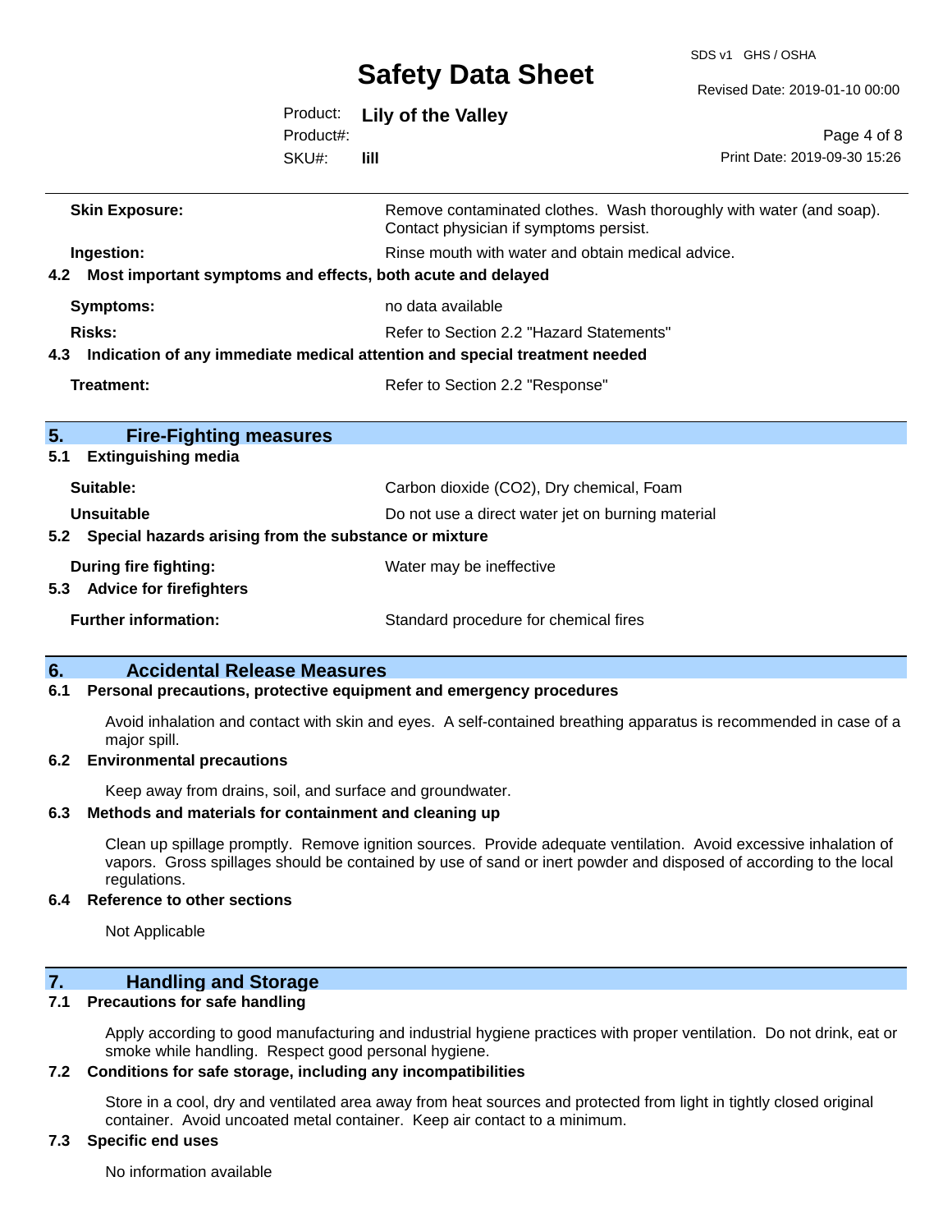| | |
|---|---|
| **Skin Exposure:** | Remove contaminated clothes. Wash thoroughly with water (and soap). Contact physician if symptoms persist. |
| **Ingestion:** | Rinse mouth with water and obtain medical advice. |

**4.2 Most important symptoms and effects, both acute and delayed**

| | |
|---|---|
| **Symptoms:** | no data available |
| **Risks:** | Refer to Section 2.2 "Hazard Statements" |

**4.3 Indication of any immediate medical attention and special treatment needed**

| | |
|---|---|
| **Treatment:** | Refer to Section 2.2 "Response" |

## 5. Fire-Fighting measures

**5.1 Extinguishing media**

| | |
|---|---|
| **Suitable:** | Carbon dioxide ($CO_2$), Dry chemical, Foam |
| **Unsuitable** | Do not use a direct water jet on burning material |

**5.2 Special hazards arising from the substance or mixture**

| | |
|---|---|
| **During fire fighting:** | Water may be ineffective |

**5.3 Advice for firefighters**

| | |
|---|---|
| **Further information:** | Standard procedure for chemical fires |

## 6. Accidental Release Measures

**6.1 Personal precautions, protective equipment and emergency procedures**

Avoid inhalation and contact with skin and eyes. A self-contained breathing apparatus is recommended in case of a major spill.

**6.2 Environmental precautions**

Keep away from drains, soil, and surface and groundwater.

**6.3 Methods and materials for containment and cleaning up**

Clean up spillage promptly. Remove ignition sources. Provide adequate ventilation. Avoid excessive inhalation of vapors. Gross spillages should be contained by use of sand or inert powder and disposed of according to the local regulations.

**6.4 Reference to other sections**

Not Applicable

## 7. Handling and Storage

**7.1 Precautions for safe handling**

Apply according to good manufacturing and industrial hygiene practices with proper ventilation. Do not drink, eat or smoke while handling. Respect good personal hygiene.

**7.2 Conditions for safe storage, including any incompatibilities**

Store in a cool, dry and ventilated area away from heat sources and protected from light in tightly closed original container. Avoid uncoated metal container. Keep air contact to a minimum.

**7.3 Specific end uses**

No information available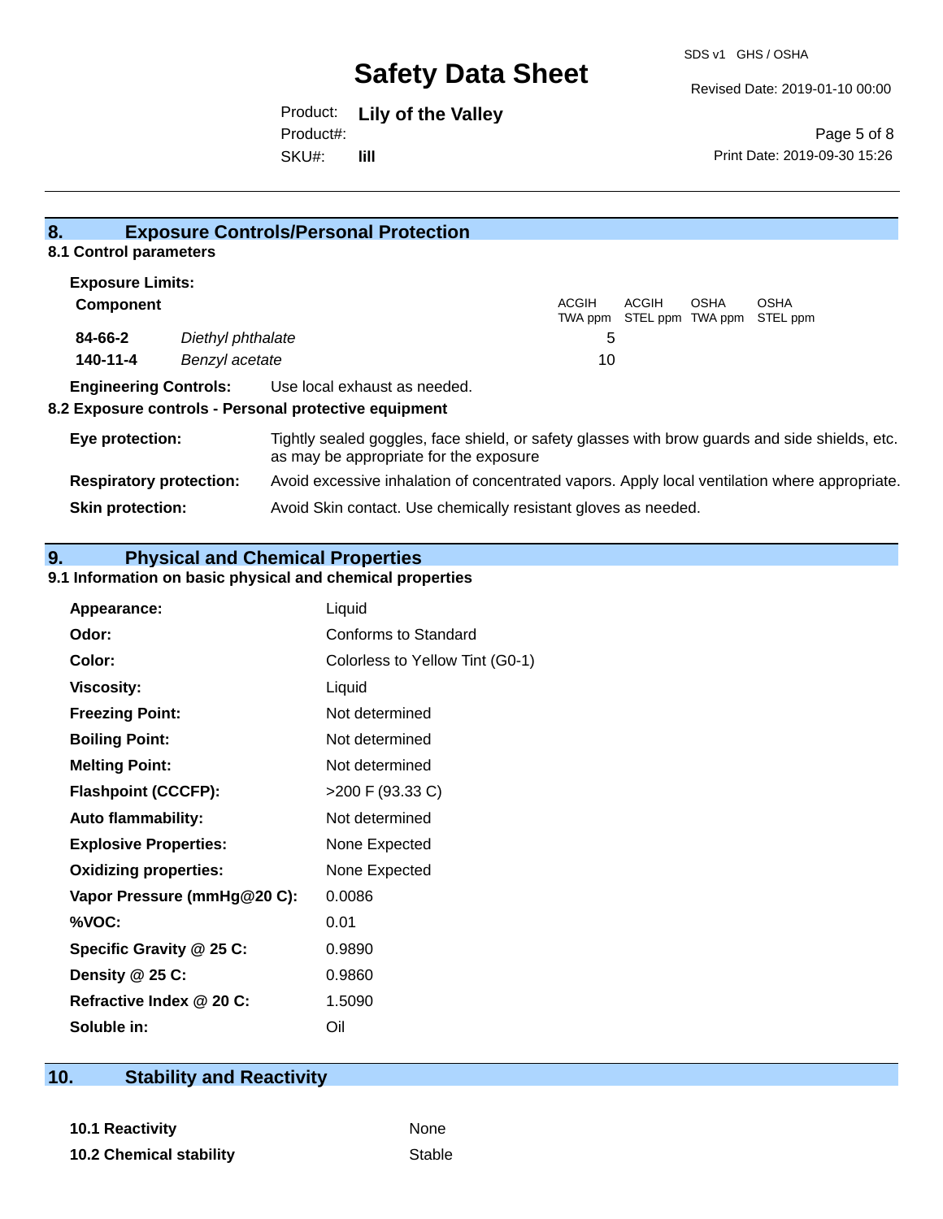## 8. Exposure Controls/Personal Protection

### 8.1 Control parameters

**Exposure Limits:**

| **Component** | | ACGIH TWA ppm | ACGIH STEL ppm | OSHA TWA ppm | OSHA STEL ppm |
|---|---|---|---|---|---|
| **84-66-2** | *Diethyl phthalate* | 5 | | | |
| **140-11-4** | *Benzyl acetate* | 10 | | | |

**Engineering Controls:** Use local exhaust as needed.

### 8.2 Exposure controls - Personal protective equipment

**Eye protection:** Tightly sealed goggles, face shield, or safety glasses with brow guards and side shields, etc. as may be appropriate for the exposure

**Respiratory protection:** Avoid excessive inhalation of concentrated vapors. Apply local ventilation where appropriate.

**Skin protection:** Avoid Skin contact. Use chemically resistant gloves as needed.

## 9. Physical and Chemical Properties

### 9.1 Information on basic physical and chemical properties

| | |
|---|---|
| **Appearance:** | Liquid |
| **Odor:** | Conforms to Standard |
| **Color:** | Colorless to Yellow Tint (G0-1) |
| **Viscosity:** | Liquid |
| **Freezing Point:** | Not determined |
| **Boiling Point:** | Not determined |
| **Melting Point:** | Not determined |
| **Flashpoint (CCCFP):** | >200 F (93.33 C) |
| **Auto flammability:** | Not determined |
| **Explosive Properties:** | None Expected |
| **Oxidizing properties:** | None Expected |
| **Vapor Pressure (mmHg@20 C):** | 0.0086 |
| **%VOC:** | 0.01 |
| **Specific Gravity @ 25 C:** | 0.9890 |
| **Density @ 25 C:** | 0.9860 |
| **Refractive Index @ 20 C:** | 1.5090 |
| **Soluble in:** | Oil |

## 10. Stability and Reactivity

| | |
|---|---|
| **10.1 Reactivity** | None |
| **10.2 Chemical stability** | Stable |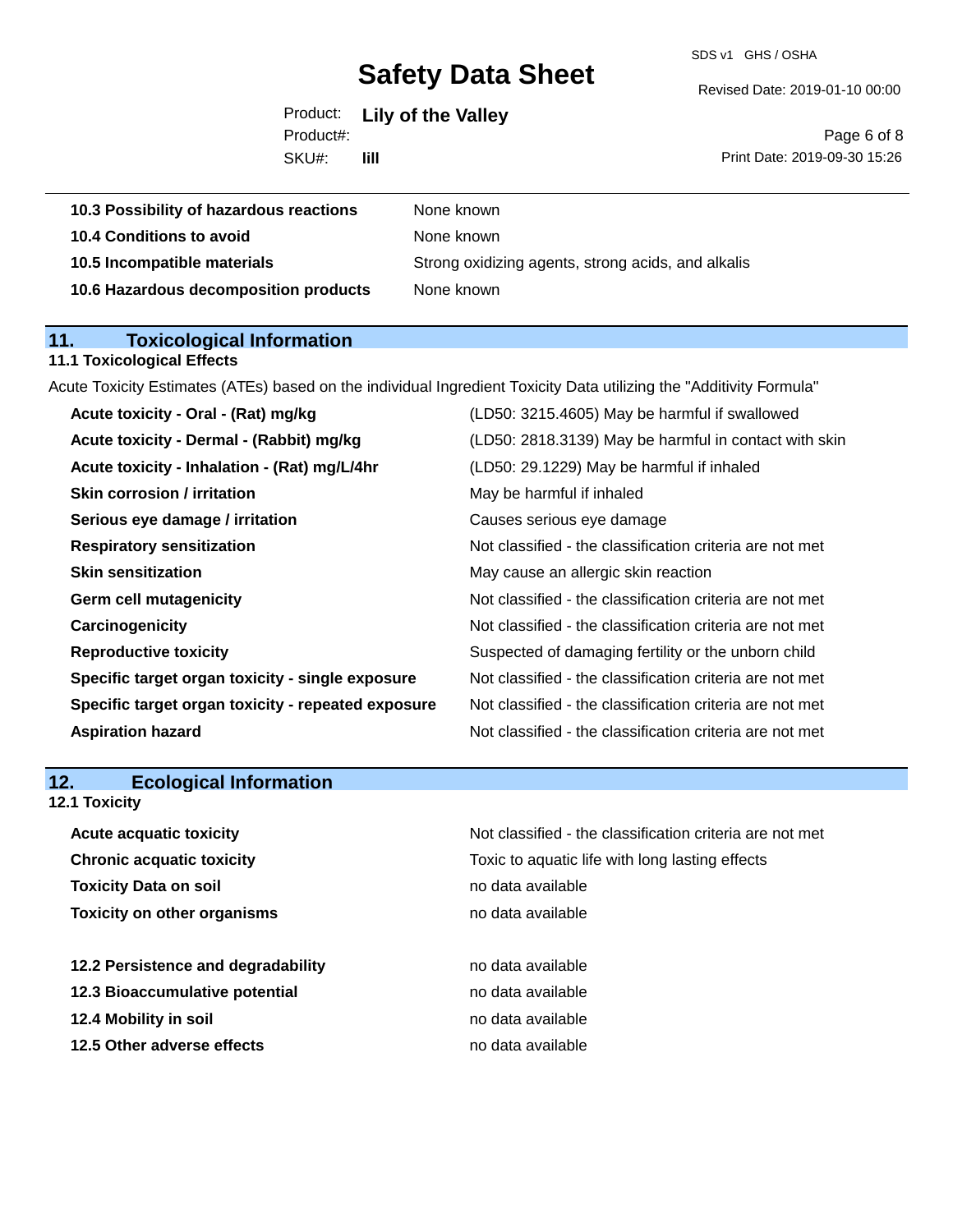| | |
|---|---|
| **10.3 Possibility of hazardous reactions** | None known |
| **10.4 Conditions to avoid** | None known |
| **10.5 Incompatible materials** | Strong oxidizing agents, strong acids, and alkalis |
| **10.6 Hazardous decomposition products** | None known |

## 11. Toxicological Information

### 11.1 Toxicological Effects

Acute Toxicity Estimates (ATEs) based on the individual Ingredient Toxicity Data utilizing the "Additivity Formula"

| | |
|---|---|
| **Acute toxicity - Oral - (Rat) mg/kg** | (LD50: 3215.4605) May be harmful if swallowed |
| **Acute toxicity - Dermal - (Rabbit) mg/kg** | (LD50: 2818.3139) May be harmful in contact with skin |
| **Acute toxicity - Inhalation - (Rat) mg/L/4hr** | (LD50: 29.1229) May be harmful if inhaled |
| **Skin corrosion / irritation** | May be harmful if inhaled |
| **Serious eye damage / irritation** | Causes serious eye damage |
| **Respiratory sensitization** | Not classified - the classification criteria are not met |
| **Skin sensitization** | May cause an allergic skin reaction |
| **Germ cell mutagenicity** | Not classified - the classification criteria are not met |
| **Carcinogenicity** | Not classified - the classification criteria are not met |
| **Reproductive toxicity** | Suspected of damaging fertility or the unborn child |
| **Specific target organ toxicity - single exposure** | Not classified - the classification criteria are not met |
| **Specific target organ toxicity - repeated exposure** | Not classified - the classification criteria are not met |
| **Aspiration hazard** | Not classified - the classification criteria are not met |

## 12. Ecological Information

### 12.1 Toxicity

| | |
|---|---|
| **Acute acquatic toxicity** | Not classified - the classification criteria are not met |
| **Chronic acquatic toxicity** | Toxic to aquatic life with long lasting effects |
| **Toxicity Data on soil** | no data available |
| **Toxicity on other organisms** | no data available |

| | |
|---|---|
| **12.2 Persistence and degradability** | no data available |
| **12.3 Bioaccumulative potential** | no data available |
| **12.4 Mobility in soil** | no data available |
| **12.5 Other adverse effects** | no data available |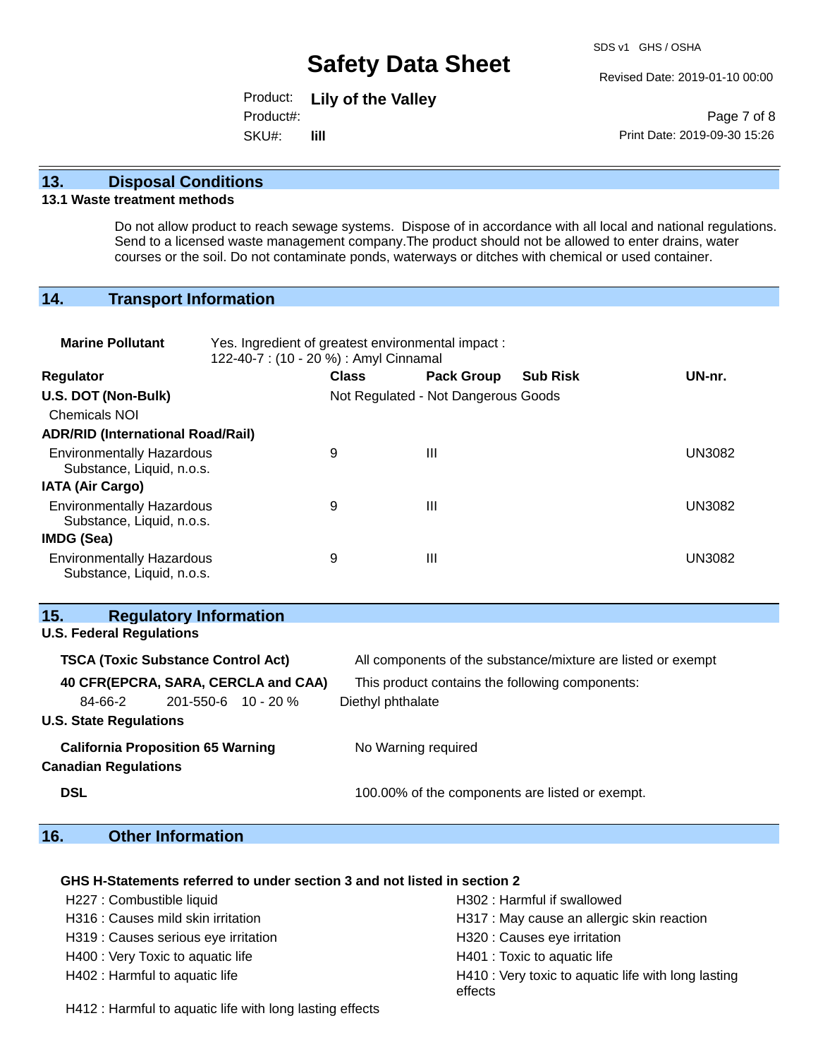## 13. Disposal Conditions

### 13.1 Waste treatment methods

Do not allow product to reach sewage systems. Dispose of in accordance with all local and national regulations. Send to a licensed waste management company.The product should not be allowed to enter drains, water courses or the soil. Do not contaminate ponds, waterways or ditches with chemical or used container.

## 14. Transport Information

**Marine Pollutant** Yes. Ingredient of greatest environmental impact : 122-40-7 : (10 - 20 %) : Amyl Cinnamal

| Regulator | Class | Pack Group | Sub Risk | UN-nr. |
|---|---|---|---|---|
| **U.S. DOT (Non-Bulk)** | Not Regulated - Not Dangerous Goods | | | |
| Chemicals NOI | | | | |
| **ADR/RID (International Road/Rail)** | | | | |
| Environmentally Hazardous Substance, Liquid, n.o.s. | 9 | III | | UN3082 |
| **IATA (Air Cargo)** | | | | |
| Environmentally Hazardous Substance, Liquid, n.o.s. | 9 | III | | UN3082 |
| **IMDG (Sea)** | | | | |
| Environmentally Hazardous Substance, Liquid, n.o.s. | 9 | III | | UN3082 |

## 15. Regulatory Information

**U.S. Federal Regulations**

**TSCA (Toxic Substance Control Act)** All components of the substance/mixture are listed or exempt

**40 CFR(EPCRA, SARA, CERCLA and CAA)** This product contains the following components:

| 84-66-2 | 201-550-6 | 10 - 20 % | Diethyl phthalate |
|---|---|---|---|

**U.S. State Regulations**

**California Proposition 65 Warning** No Warning required

**Canadian Regulations**

**DSL** 100.00% of the components are listed or exempt.

## 16. Other Information

**GHS H-Statements referred to under section 3 and not listed in section 2**

- H227 : Combustible liquid
- H302 : Harmful if swallowed
- H316 : Causes mild skin irritation
- H317 : May cause an allergic skin reaction
- H319 : Causes serious eye irritation
- H320 : Causes eye irritation
- H400 : Very Toxic to aquatic life
- H401 : Toxic to aquatic life
- H402 : Harmful to aquatic life
- H410 : Very toxic to aquatic life with long lasting effects
- H412 : Harmful to aquatic life with long lasting effects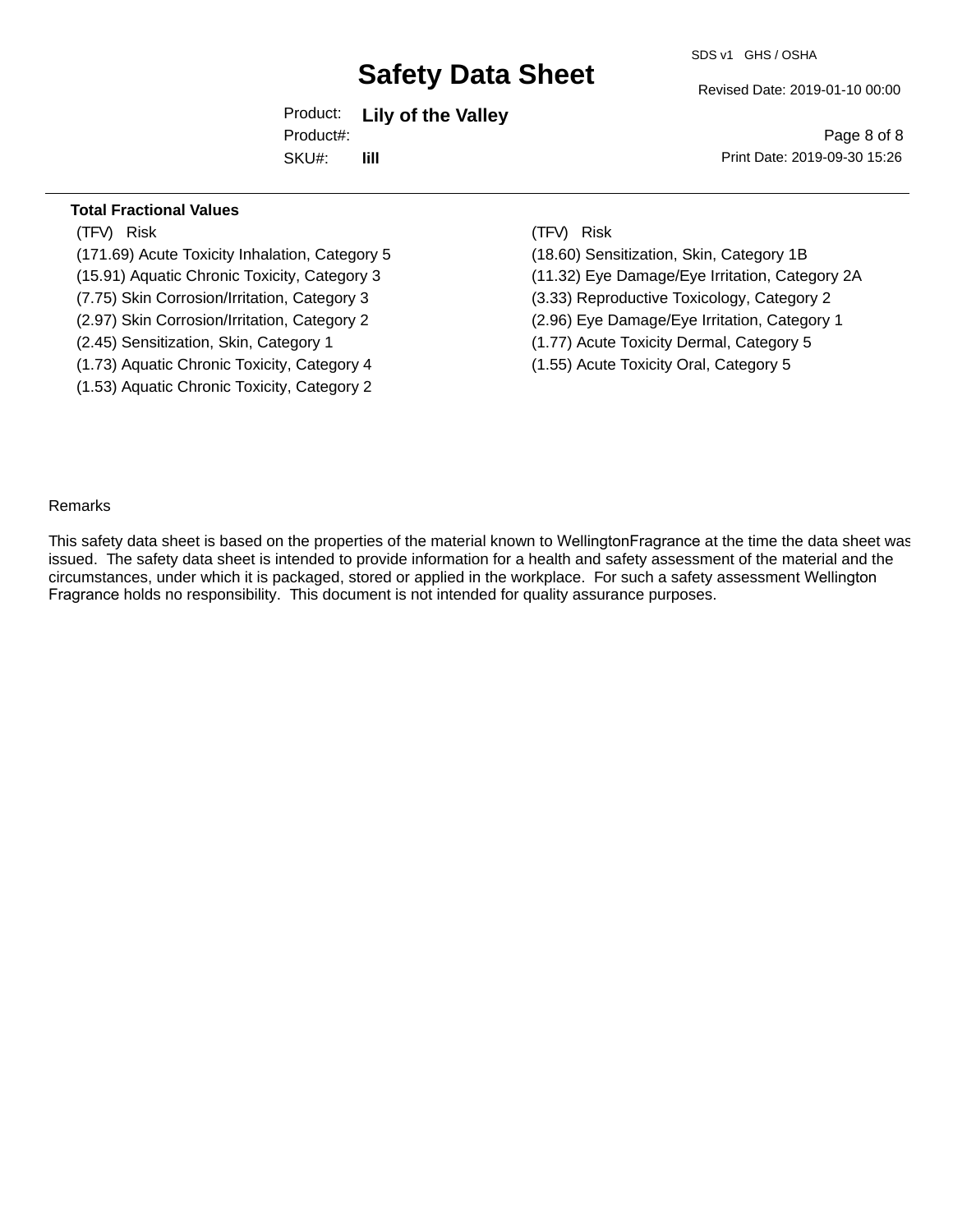## Total Fractional Values

| (TFV) | Risk | (TFV) | Risk |
| --- | --- | --- | --- |
| (171.69) | Acute Toxicity Inhalation, Category 5 | (18.60) | Sensitization, Skin, Category 1B |
| (15.91) | Aquatic Chronic Toxicity, Category 3 | (11.32) | Eye Damage/Eye Irritation, Category 2A |
| (7.75) | Skin Corrosion/Irritation, Category 3 | (3.33) | Reproductive Toxicology, Category 2 |
| (2.97) | Skin Corrosion/Irritation, Category 2 | (2.96) | Eye Damage/Eye Irritation, Category 1 |
| (2.45) | Sensitization, Skin, Category 1 | (1.77) | Acute Toxicity Dermal, Category 5 |
| (1.73) | Aquatic Chronic Toxicity, Category 4 | (1.55) | Acute Toxicity Oral, Category 5 |
| (1.53) | Aquatic Chronic Toxicity, Category 2 | | |

Remarks

This safety data sheet is based on the properties of the material known to WellingtonFragrance at the time the data sheet was issued. The safety data sheet is intended to provide information for a health and safety assessment of the material and the circumstances, under which it is packaged, stored or applied in the workplace. For such a safety assessment Wellington Fragrance holds no responsibility. This document is not intended for quality assurance purposes.